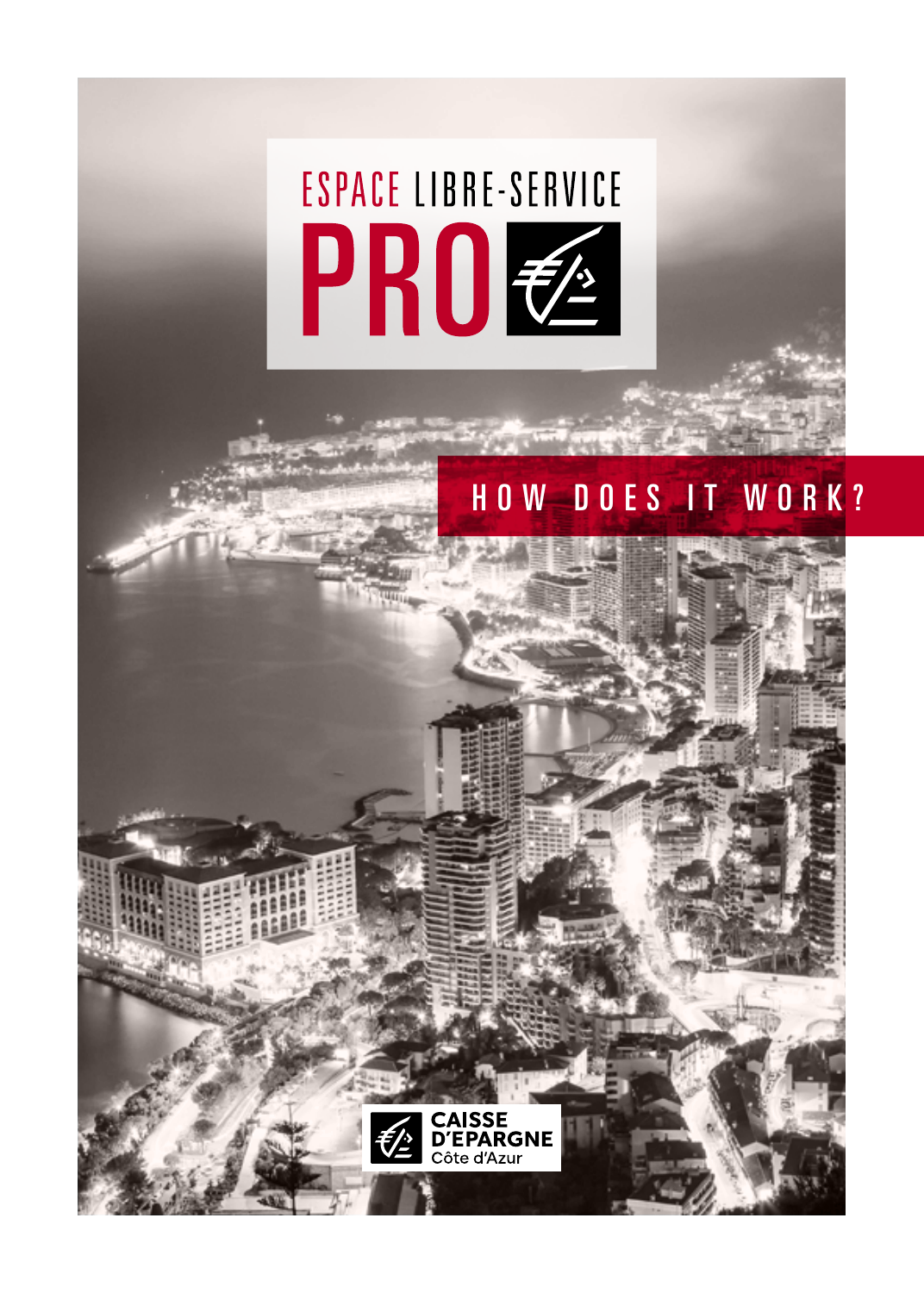# ESPACE LIBRE-SERVICE PRO

## HOW DOES IT WORK?

CAISSE D'EPARGNE Côte d'Azur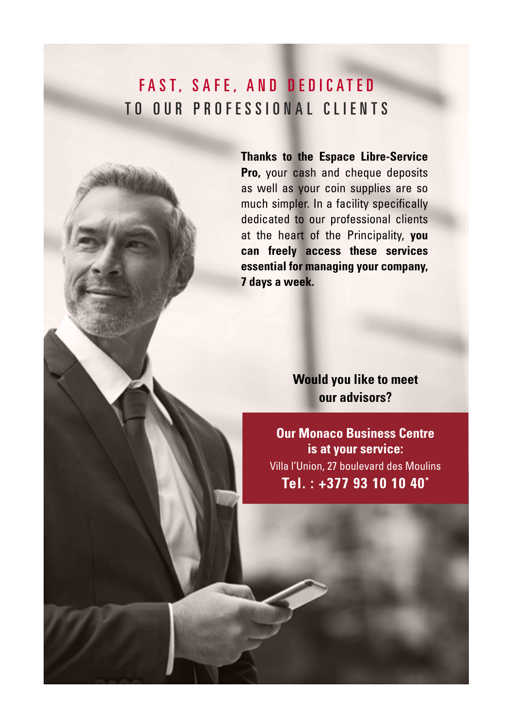# FAST, SAFE, AND DEDICATED TO OUR PROFESSIONAL CLIENTS

**Thanks to the Espace Libre-Service Pro,** your cash and cheque deposits as well as your coin supplies are so much simpler. In a facility specifically dedicated to our professional clients at the heart of the Principality, **you can freely access these services essential for managing your company, 7 days a week.**

**Would you like to meet our advisors?**

**Our Monaco Business Centre is at your service:**
Villa l'Union, 27 boulevard des Moulins
**Tel. : +377 93 10 10 40***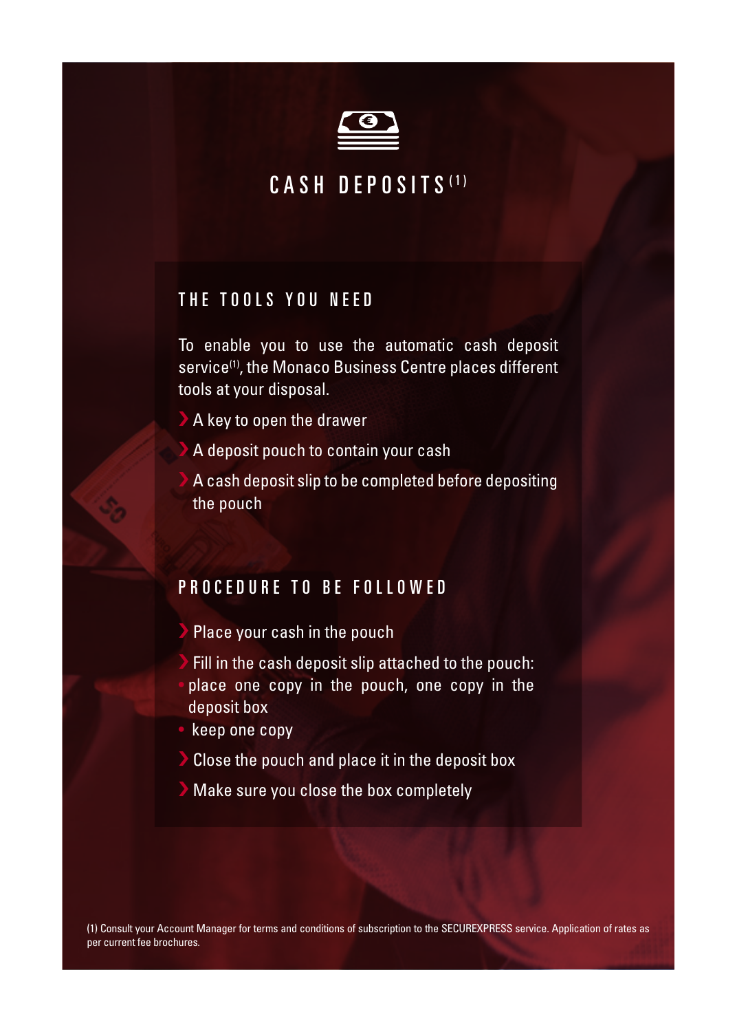# CASH DEPOSITS[1]

## THE TOOLS YOU NEED

To enable you to use the automatic cash deposit service[1], the Monaco Business Centre places different tools at your disposal.

- A key to open the drawer
- A deposit pouch to contain your cash
- A cash deposit slip to be completed before depositing the pouch

## PROCEDURE TO BE FOLLOWED

- Place your cash in the pouch
- Fill in the cash deposit slip attached to the pouch:
  - place one copy in the pouch, one copy in the deposit box
  - keep one copy
- Close the pouch and place it in the deposit box
- Make sure you close the box completely

(1) Consult your Account Manager for terms and conditions of subscription to the SECUREXPRESS service. Application of rates as per current fee brochures.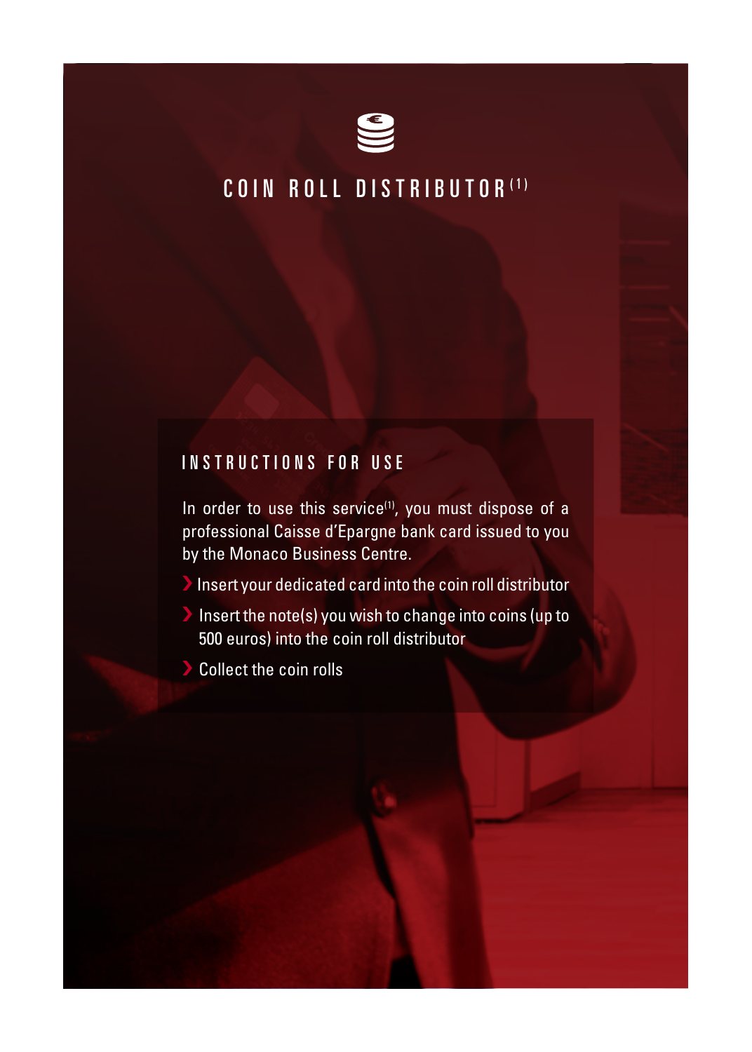# COIN ROLL DISTRIBUTOR[1]

## INSTRUCTIONS FOR USE

In order to use this service[1], you must dispose of a professional Caisse d'Epargne bank card issued to you by the Monaco Business Centre.

- Insert your dedicated card into the coin roll distributor
- Insert the note(s) you wish to change into coins (up to 500 euros) into the coin roll distributor
- Collect the coin rolls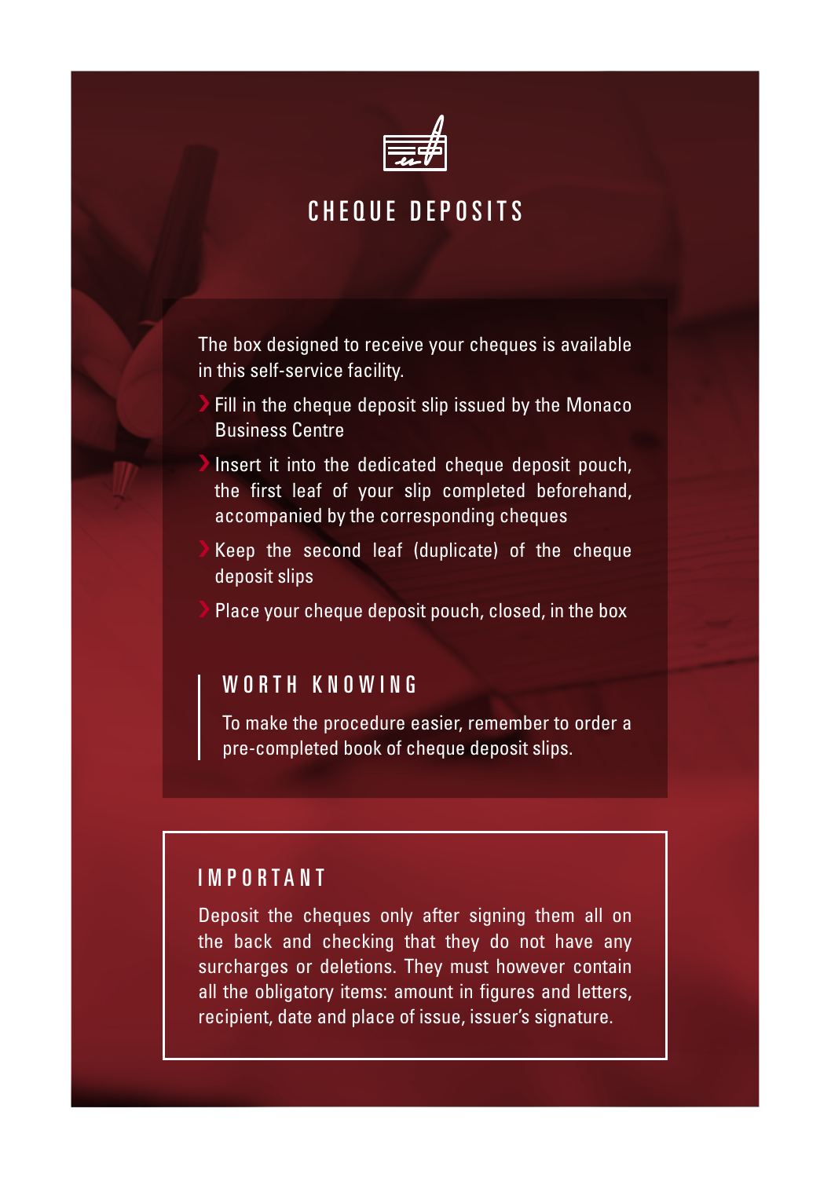# CHEQUE DEPOSITS

The box designed to receive your cheques is available in this self-service facility.

- Fill in the cheque deposit slip issued by the Monaco Business Centre
- Insert it into the dedicated cheque deposit pouch, the first leaf of your slip completed beforehand, accompanied by the corresponding cheques
- Keep the second leaf (duplicate) of the cheque deposit slips
- Place your cheque deposit pouch, closed, in the box

## WORTH KNOWING

To make the procedure easier, remember to order a pre-completed book of cheque deposit slips.

## IMPORTANT

Deposit the cheques only after signing them all on the back and checking that they do not have any surcharges or deletions. They must however contain all the obligatory items: amount in figures and letters, recipient, date and place of issue, issuer's signature.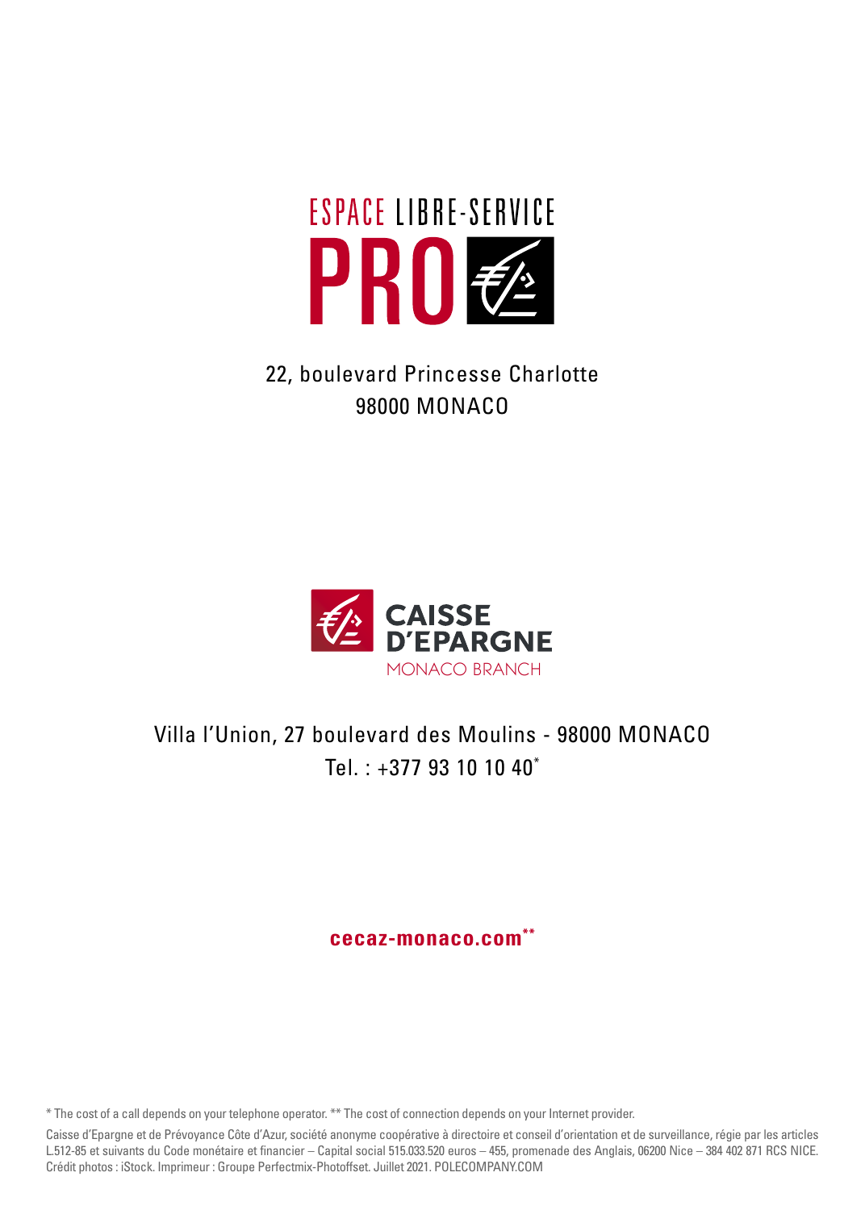ESPACE LIBRE-SERVICE

PRO

22, boulevard Princesse Charlotte
98000 MONACO

CAISSE D'EPARGNE
MONACO BRANCH

Villa l'Union, 27 boulevard des Moulins - 98000 MONACO
Tel. : +377 93 10 10 40*

**cecaz-monaco.com****

* The cost of a call depends on your telephone operator. ** The cost of connection depends on your Internet provider.

Caisse d'Epargne et de Prévoyance Côte d'Azur, société anonyme coopérative à directoire et conseil d'orientation et de surveillance, régie par les articles L.512-85 et suivants du Code monétaire et financier – Capital social 515.033.520 euros – 455, promenade des Anglais, 06200 Nice – 384 402 871 RCS NICE. Crédit photos : iStock. Imprimeur : Groupe Perfectmix-Photoffset. Juillet 2021. POLECOMPANY.COM